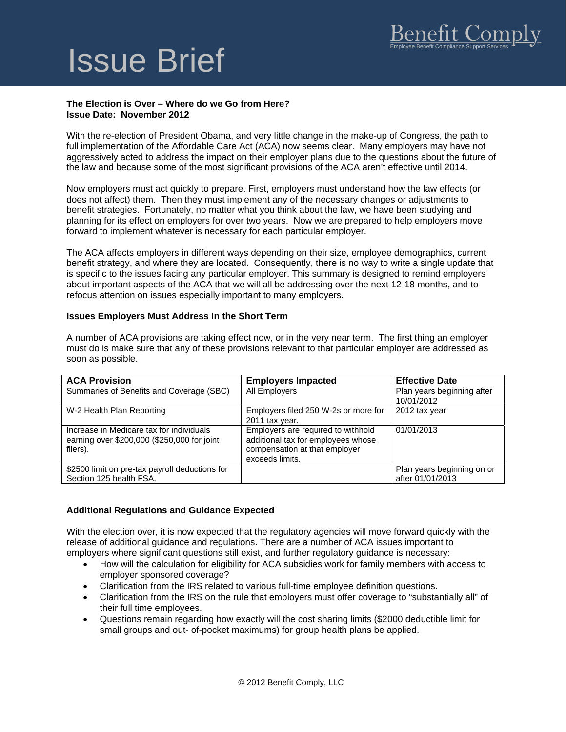# Issue Brief

Benefit Comply
Employee Benefit Compliance Support Services

**The Election is Over – Where do we Go from Here?**
**Issue Date: November 2012**

With the re-election of President Obama, and very little change in the make-up of Congress, the path to full implementation of the Affordable Care Act (ACA) now seems clear. Many employers may have not aggressively acted to address the impact on their employer plans due to the questions about the future of the law and because some of the most significant provisions of the ACA aren't effective until 2014.

Now employers must act quickly to prepare. First, employers must understand how the law effects (or does not affect) them. Then they must implement any of the necessary changes or adjustments to benefit strategies. Fortunately, no matter what you think about the law, we have been studying and planning for its effect on employers for over two years. Now we are prepared to help employers move forward to implement whatever is necessary for each particular employer.

The ACA affects employers in different ways depending on their size, employee demographics, current benefit strategy, and where they are located. Consequently, there is no way to write a single update that is specific to the issues facing any particular employer. This summary is designed to remind employers about important aspects of the ACA that we will all be addressing over the next 12-18 months, and to refocus attention on issues especially important to many employers.

**Issues Employers Must Address In the Short Term**

A number of ACA provisions are taking effect now, or in the very near term. The first thing an employer must do is make sure that any of these provisions relevant to that particular employer are addressed as soon as possible.

| ACA Provision | Employers Impacted | Effective Date |
|---|---|---|
| Summaries of Benefits and Coverage (SBC) | All Employers | Plan years beginning after 10/01/2012 |
| W-2 Health Plan Reporting | Employers filed 250 W-2s or more for 2011 tax year. | 2012 tax year |
| Increase in Medicare tax for individuals earning over $200,000 ($250,000 for joint filers). | Employers are required to withhold additional tax for employees whose compensation at that employer exceeds limits. | 01/01/2013 |
| $2500 limit on pre-tax payroll deductions for Section 125 health FSA. | | Plan years beginning on or after 01/01/2013 |

**Additional Regulations and Guidance Expected**

With the election over, it is now expected that the regulatory agencies will move forward quickly with the release of additional guidance and regulations. There are a number of ACA issues important to employers where significant questions still exist, and further regulatory guidance is necessary:

- How will the calculation for eligibility for ACA subsidies work for family members with access to employer sponsored coverage?
- Clarification from the IRS related to various full-time employee definition questions.
- Clarification from the IRS on the rule that employers must offer coverage to "substantially all" of their full time employees.
- Questions remain regarding how exactly will the cost sharing limits ($2000 deductible limit for small groups and out- of-pocket maximums) for group health plans be applied.

© 2012 Benefit Comply, LLC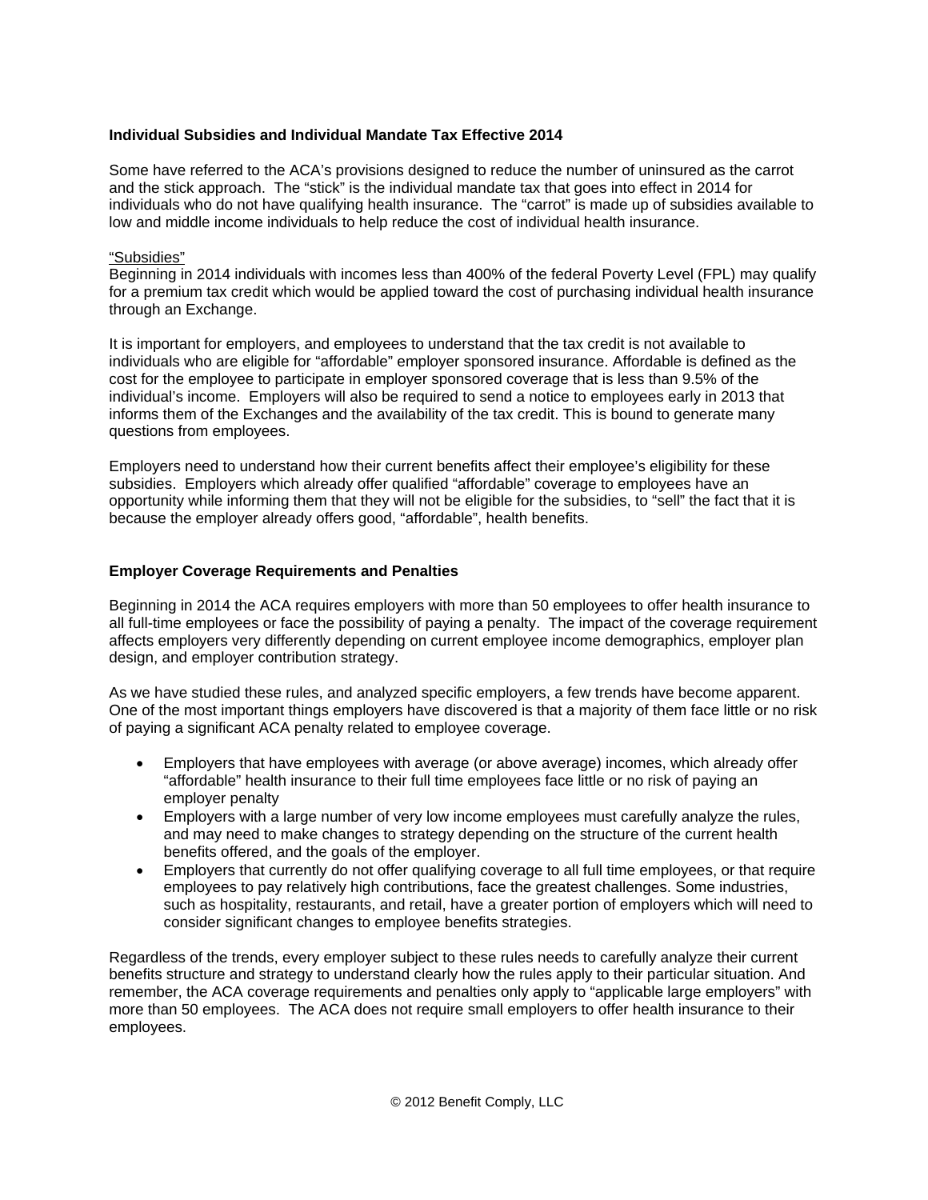**Individual Subsidies and Individual Mandate Tax Effective 2014**

Some have referred to the ACA's provisions designed to reduce the number of uninsured as the carrot and the stick approach. The "stick" is the individual mandate tax that goes into effect in 2014 for individuals who do not have qualifying health insurance. The "carrot" is made up of subsidies available to low and middle income individuals to help reduce the cost of individual health insurance.

<u>"Subsidies"</u>
Beginning in 2014 individuals with incomes less than 400% of the federal Poverty Level (FPL) may qualify for a premium tax credit which would be applied toward the cost of purchasing individual health insurance through an Exchange.

It is important for employers, and employees to understand that the tax credit is not available to individuals who are eligible for "affordable" employer sponsored insurance. Affordable is defined as the cost for the employee to participate in employer sponsored coverage that is less than 9.5% of the individual's income. Employers will also be required to send a notice to employees early in 2013 that informs them of the Exchanges and the availability of the tax credit. This is bound to generate many questions from employees.

Employers need to understand how their current benefits affect their employee's eligibility for these subsidies. Employers which already offer qualified "affordable" coverage to employees have an opportunity while informing them that they will not be eligible for the subsidies, to "sell" the fact that it is because the employer already offers good, "affordable", health benefits.

**Employer Coverage Requirements and Penalties**

Beginning in 2014 the ACA requires employers with more than 50 employees to offer health insurance to all full-time employees or face the possibility of paying a penalty. The impact of the coverage requirement affects employers very differently depending on current employee income demographics, employer plan design, and employer contribution strategy.

As we have studied these rules, and analyzed specific employers, a few trends have become apparent. One of the most important things employers have discovered is that a majority of them face little or no risk of paying a significant ACA penalty related to employee coverage.

- Employers that have employees with average (or above average) incomes, which already offer "affordable" health insurance to their full time employees face little or no risk of paying an employer penalty
- Employers with a large number of very low income employees must carefully analyze the rules, and may need to make changes to strategy depending on the structure of the current health benefits offered, and the goals of the employer.
- Employers that currently do not offer qualifying coverage to all full time employees, or that require employees to pay relatively high contributions, face the greatest challenges. Some industries, such as hospitality, restaurants, and retail, have a greater portion of employers which will need to consider significant changes to employee benefits strategies.

Regardless of the trends, every employer subject to these rules needs to carefully analyze their current benefits structure and strategy to understand clearly how the rules apply to their particular situation. And remember, the ACA coverage requirements and penalties only apply to "applicable large employers" with more than 50 employees. The ACA does not require small employers to offer health insurance to their employees.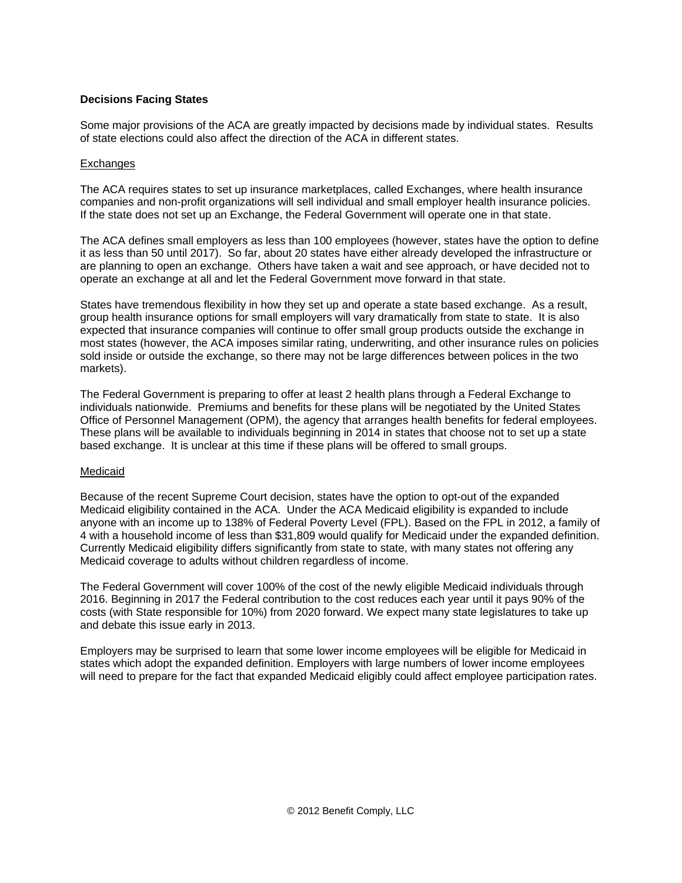**Decisions Facing States**

Some major provisions of the ACA are greatly impacted by decisions made by individual states. Results of state elections could also affect the direction of the ACA in different states.

Exchanges

The ACA requires states to set up insurance marketplaces, called Exchanges, where health insurance companies and non-profit organizations will sell individual and small employer health insurance policies. If the state does not set up an Exchange, the Federal Government will operate one in that state.

The ACA defines small employers as less than 100 employees (however, states have the option to define it as less than 50 until 2017). So far, about 20 states have either already developed the infrastructure or are planning to open an exchange. Others have taken a wait and see approach, or have decided not to operate an exchange at all and let the Federal Government move forward in that state.

States have tremendous flexibility in how they set up and operate a state based exchange. As a result, group health insurance options for small employers will vary dramatically from state to state. It is also expected that insurance companies will continue to offer small group products outside the exchange in most states (however, the ACA imposes similar rating, underwriting, and other insurance rules on policies sold inside or outside the exchange, so there may not be large differences between polices in the two markets).

The Federal Government is preparing to offer at least 2 health plans through a Federal Exchange to individuals nationwide. Premiums and benefits for these plans will be negotiated by the United States Office of Personnel Management (OPM), the agency that arranges health benefits for federal employees. These plans will be available to individuals beginning in 2014 in states that choose not to set up a state based exchange. It is unclear at this time if these plans will be offered to small groups.

Medicaid

Because of the recent Supreme Court decision, states have the option to opt-out of the expanded Medicaid eligibility contained in the ACA. Under the ACA Medicaid eligibility is expanded to include anyone with an income up to 138% of Federal Poverty Level (FPL). Based on the FPL in 2012, a family of 4 with a household income of less than $31,809 would qualify for Medicaid under the expanded definition. Currently Medicaid eligibility differs significantly from state to state, with many states not offering any Medicaid coverage to adults without children regardless of income.

The Federal Government will cover 100% of the cost of the newly eligible Medicaid individuals through 2016. Beginning in 2017 the Federal contribution to the cost reduces each year until it pays 90% of the costs (with State responsible for 10%) from 2020 forward. We expect many state legislatures to take up and debate this issue early in 2013.

Employers may be surprised to learn that some lower income employees will be eligible for Medicaid in states which adopt the expanded definition. Employers with large numbers of lower income employees will need to prepare for the fact that expanded Medicaid eligibly could affect employee participation rates.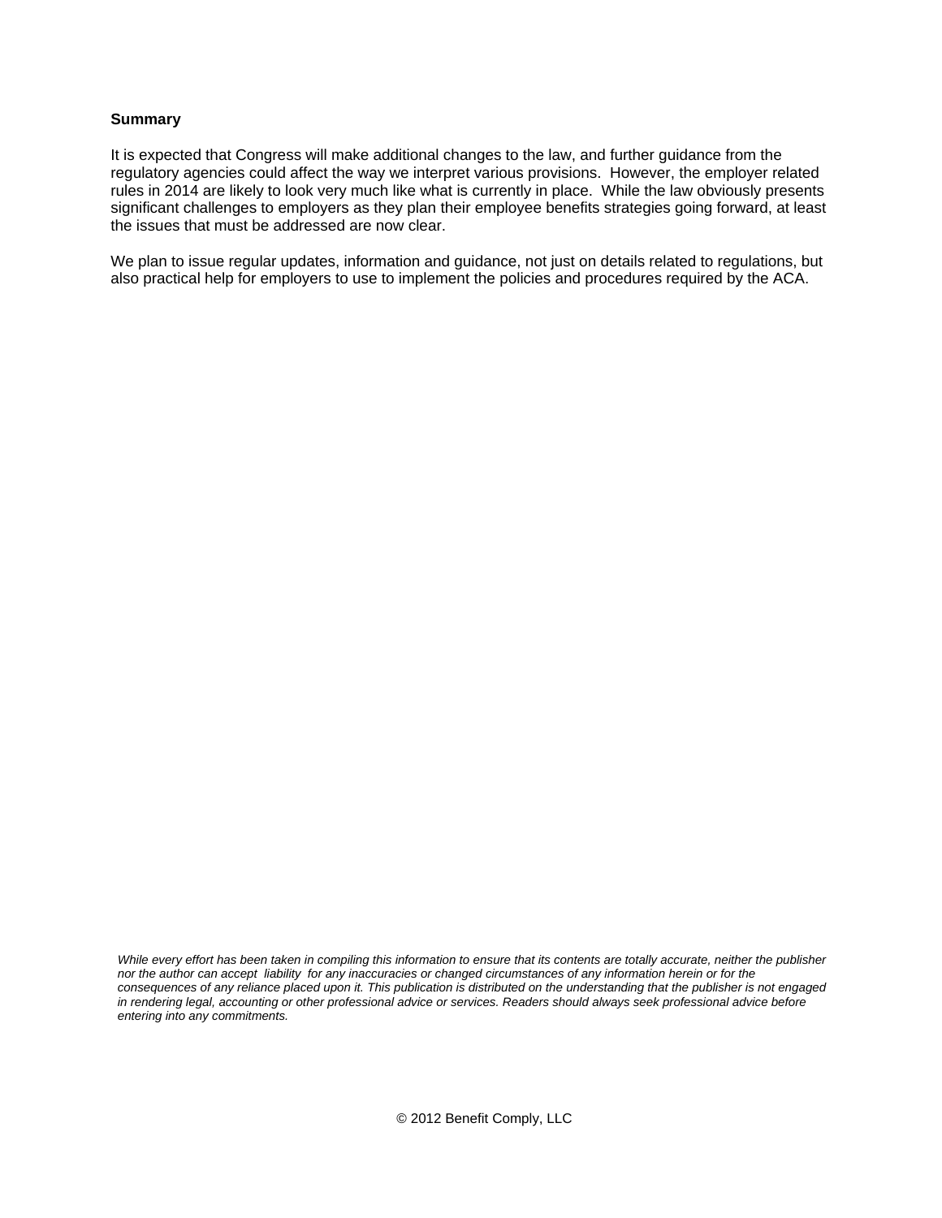**Summary**

It is expected that Congress will make additional changes to the law, and further guidance from the regulatory agencies could affect the way we interpret various provisions. However, the employer related rules in 2014 are likely to look very much like what is currently in place. While the law obviously presents significant challenges to employers as they plan their employee benefits strategies going forward, at least the issues that must be addressed are now clear.

We plan to issue regular updates, information and guidance, not just on details related to regulations, but also practical help for employers to use to implement the policies and procedures required by the ACA.

*While every effort has been taken in compiling this information to ensure that its contents are totally accurate, neither the publisher nor the author can accept liability for any inaccuracies or changed circumstances of any information herein or for the consequences of any reliance placed upon it. This publication is distributed on the understanding that the publisher is not engaged in rendering legal, accounting or other professional advice or services. Readers should always seek professional advice before entering into any commitments.*

© 2012 Benefit Comply, LLC